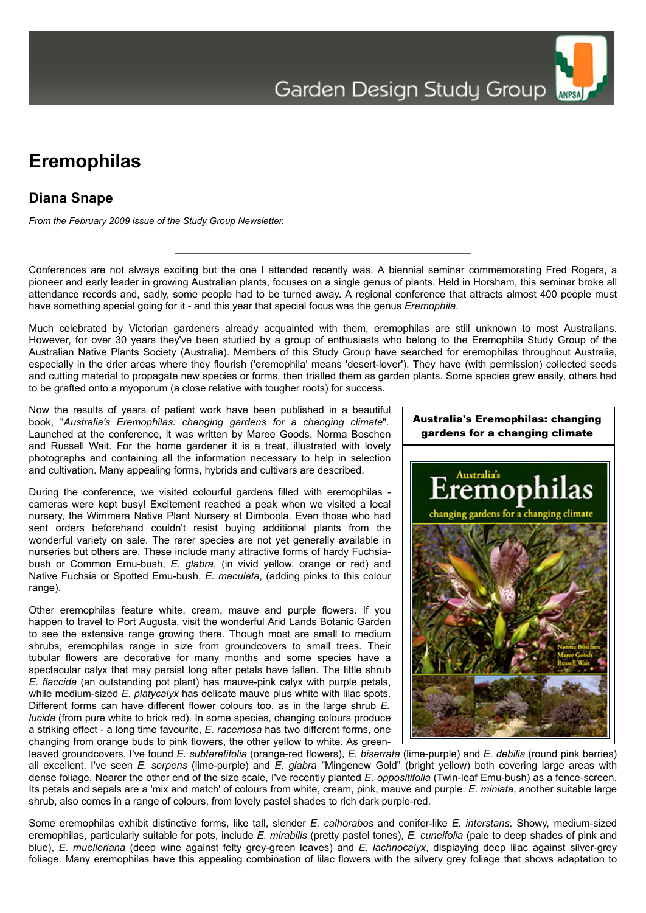# Eremophilas

## Diana Snape

*From the February 2009 issue of the Study Group Newsletter.*

---

Conferences are not always exciting but the one I attended recently was. A biennial seminar commemorating Fred Rogers, a pioneer and early leader in growing Australian plants, focuses on a single genus of plants. Held in Horsham, this seminar broke all attendance records and, sadly, some people had to be turned away. A regional conference that attracts almost 400 people must have something special going for it - and this year that special focus was the genus *Eremophila*.

Much celebrated by Victorian gardeners already acquainted with them, eremophilas are still unknown to most Australians. However, for over 30 years they've been studied by a group of enthusiasts who belong to the Eremophila Study Group of the Australian Native Plants Society (Australia). Members of this Study Group have searched for eremophilas throughout Australia, especially in the drier areas where they flourish ('eremophila' means 'desert-lover'). They have (with permission) collected seeds and cutting material to propagate new species or forms, then trialled them as garden plants. Some species grew easily, others had to be grafted onto a myoporum (a close relative with tougher roots) for success.

Now the results of years of patient work have been published in a beautiful book, "*Australia's Eremophilas: changing gardens for a changing climate*". Launched at the conference, it was written by Maree Goods, Norma Boschen and Russell Wait. For the home gardener it is a treat, illustrated with lovely photographs and containing all the information necessary to help in selection and cultivation. Many appealing forms, hybrids and cultivars are described.

**Australia's Eremophilas: changing gardens for a changing climate**

During the conference, we visited colourful gardens filled with eremophilas - cameras were kept busy! Excitement reached a peak when we visited a local nursery, the Wimmera Native Plant Nursery at Dimboola. Even those who had sent orders beforehand couldn't resist buying additional plants from the wonderful variety on sale. The rarer species are not yet generally available in nurseries but others are. These include many attractive forms of hardy Fuchsia-bush or Common Emu-bush, *E. glabra*, (in vivid yellow, orange or red) and Native Fuchsia or Spotted Emu-bush, *E. maculata*, (adding pinks to this colour range).

Other eremophilas feature white, cream, mauve and purple flowers. If you happen to travel to Port Augusta, visit the wonderful Arid Lands Botanic Garden to see the extensive range growing there. Though most are small to medium shrubs, eremophilas range in size from groundcovers to small trees. Their tubular flowers are decorative for many months and some species have a spectacular calyx that may persist long after petals have fallen. The little shrub *E. flaccida* (an outstanding pot plant) has mauve-pink calyx with purple petals, while medium-sized *E. platycalyx* has delicate mauve plus white with lilac spots. Different forms can have different flower colours too, as in the large shrub *E. lucida* (from pure white to brick red). In some species, changing colours produce a striking effect - a long time favourite, *E. racemosa* has two different forms, one changing from orange buds to pink flowers, the other yellow to white. As green-leaved groundcovers, I've found *E. subteretifolia* (orange-red flowers), *E. biserrata* (lime-purple) and *E. debilis* (round pink berries) all excellent. I've seen *E. serpens* (lime-purple) and *E. glabra* "Mingenew Gold" (bright yellow) both covering large areas with dense foliage. Nearer the other end of the size scale, I've recently planted *E. oppositifolia* (Twin-leaf Emu-bush) as a fence-screen. Its petals and sepals are a 'mix and match' of colours from white, cream, pink, mauve and purple. *E. miniata*, another suitable large shrub, also comes in a range of colours, from lovely pastel shades to rich dark purple-red.

Some eremophilas exhibit distinctive forms, like tall, slender *E. calhorabos* and conifer-like *E. interstans*. Showy, medium-sized eremophilas, particularly suitable for pots, include *E. mirabilis* (pretty pastel tones), *E. cuneifolia* (pale to deep shades of pink and blue), *E. muelleriana* (deep wine against felty grey-green leaves) and *E. lachnocalyx*, displaying deep lilac against silver-grey foliage. Many eremophilas have this appealing combination of lilac flowers with the silvery grey foliage that shows adaptation to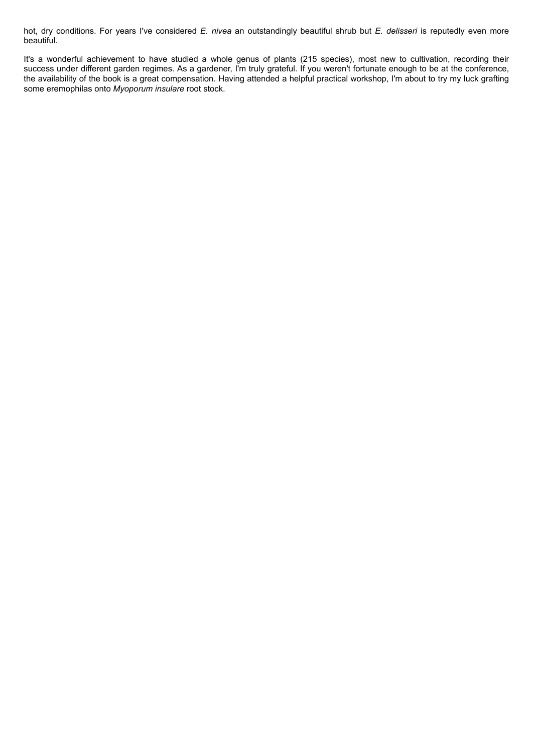hot, dry conditions. For years I've considered *E. nivea* an outstandingly beautiful shrub but *E. delisseri* is reputedly even more beautiful.

It's a wonderful achievement to have studied a whole genus of plants (215 species), most new to cultivation, recording their success under different garden regimes. As a gardener, I'm truly grateful. If you weren't fortunate enough to be at the conference, the availability of the book is a great compensation. Having attended a helpful practical workshop, I'm about to try my luck grafting some eremophilas onto *Myoporum insulare* root stock.